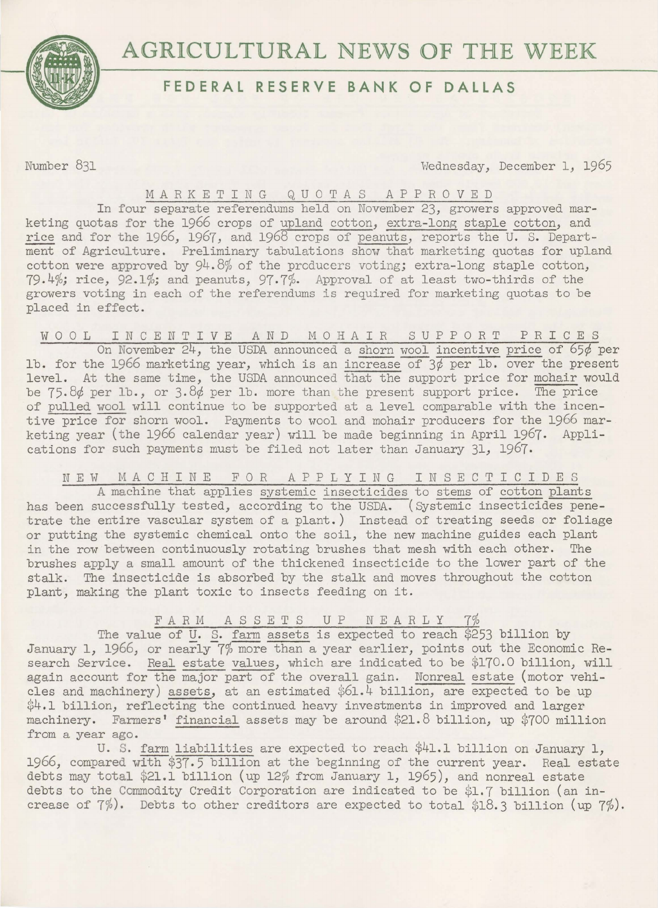# AGRICULTURAL NEWS OF THE WEEK

## FEDERAL RESERVE BANK OF DALLAS

Number 831 — Wednesday, December 1, 1965

### MARKETING QUOTAS APPROVED

In four separate referendums held on November 23, growers approved marketing quotas for the 1966 crops of upland cotton, extra-long staple cotton, and rice and for the 1966, 1967, and 1968 crops of peanuts, reports the U. S. Department of Agriculture. Preliminary tabulations show that marketing quotas for upland cotton were approved by 94.8% of the producers voting; extra-long staple cotton, 79.4%; rice, 92.1%; and peanuts, 97.7%. Approval of at least two-thirds of the growers voting in each of the referendums is required for marketing quotas to be placed in effect.

### WOOL INCENTIVE AND MOHAIR SUPPORT PRICES

On November 24, the USDA announced a shorn wool incentive price of 65¢ per lb. for the 1966 marketing year, which is an increase of 3¢ per lb. over the present level. At the same time, the USDA announced that the support price for mohair would be 75.8¢ per lb., or 3.8¢ per lb. more than the present support price. The price of pulled wool will continue to be supported at a level comparable with the incentive price for shorn wool. Payments to wool and mohair producers for the 1966 marketing year (the 1966 calendar year) will be made beginning in April 1967. Applications for such payments must be filed not later than January 31, 1967.

### NEW MACHINE FOR APPLYING INSECTICIDES

A machine that applies systemic insecticides to stems of cotton plants has been successfully tested, according to the USDA. (Systemic insecticides penetrate the entire vascular system of a plant.) Instead of treating seeds or foliage or putting the systemic chemical onto the soil, the new machine guides each plant in the row between continuously rotating brushes that mesh with each other. The brushes apply a small amount of the thickened insecticide to the lower part of the stalk. The insecticide is absorbed by the stalk and moves throughout the cotton plant, making the plant toxic to insects feeding on it.

### FARM ASSETS UP NEARLY 7%

The value of U. S. farm assets is expected to reach $253 billion by January 1, 1966, or nearly 7% more than a year earlier, points out the Economic Research Service. Real estate values, which are indicated to be $170.0 billion, will again account for the major part of the overall gain. Nonreal estate (motor vehicles and machinery) assets, at an estimated $61.4 billion, are expected to be up $4.1 billion, reflecting the continued heavy investments in improved and larger machinery. Farmers' financial assets may be around $21.8 billion, up $700 million from a year ago.

U. S. farm liabilities are expected to reach $41.1 billion on January 1, 1966, compared with $37.5 billion at the beginning of the current year. Real estate debts may total $21.1 billion (up 12% from January 1, 1965), and nonreal estate debts to the Commodity Credit Corporation are indicated to be $1.7 billion (an increase of 7%). Debts to other creditors are expected to total $18.3 billion (up 7%).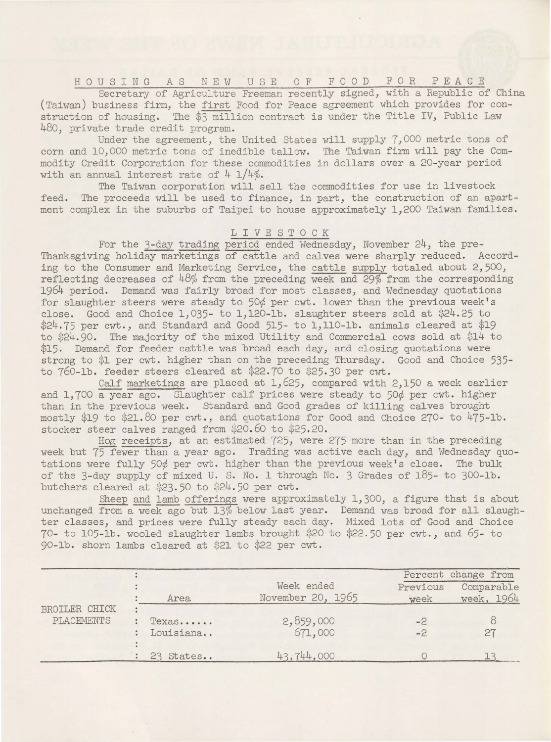## HOUSING AS NEW USE OF FOOD FOR PEACE

Secretary of Agriculture Freeman recently signed, with a Republic of China (Taiwan) business firm, the first Food for Peace agreement which provides for construction of housing. The $3 million contract is under the Title IV, Public Law 480, private trade credit program.

Under the agreement, the United States will supply 7,000 metric tons of corn and 10,000 metric tons of inedible tallow. The Taiwan firm will pay the Commodity Credit Corporation for these commodities in dollars over a 20-year period with an annual interest rate of 4 1/4%.

The Taiwan corporation will sell the commodities for use in livestock feed. The proceeds will be used to finance, in part, the construction of an apartment complex in the suburbs of Taipei to house approximately 1,200 Taiwan families.

## LIVESTOCK

For the 3-day trading period ended Wednesday, November 24, the pre-Thanksgiving holiday marketings of cattle and calves were sharply reduced. According to the Consumer and Marketing Service, the cattle supply totaled about 2,500, reflecting decreases of 48% from the preceding week and 29% from the corresponding 1964 period. Demand was fairly broad for most classes, and Wednesday quotations for slaughter steers were steady to 50¢ per cwt. lower than the previous week's close. Good and Choice 1,035- to 1,120-lb. slaughter steers sold at $24.25 to $24.75 per cwt., and Standard and Good 515- to 1,110-lb. animals cleared at $19 to $24.90. The majority of the mixed Utility and Commercial cows sold at $14 to $15. Demand for feeder cattle was broad each day, and closing quotations were strong to $1 per cwt. higher than on the preceding Thursday. Good and Choice 535- to 760-lb. feeder steers cleared at $22.70 to $25.30 per cwt.

Calf marketings are placed at 1,625, compared with 2,150 a week earlier and 1,700 a year ago. Slaughter calf prices were steady to 50¢ per cwt. higher than in the previous week. Standard and Good grades of killing calves brought mostly $19 to $21.80 per cwt., and quotations for Good and Choice 270- to 475-lb. stocker steer calves ranged from $20.60 to $25.20.

Hog receipts, at an estimated 725, were 275 more than in the preceding week but 75 fewer than a year ago. Trading was active each day, and Wednesday quotations were fully 50¢ per cwt. higher than the previous week's close. The bulk of the 3-day supply of mixed U. S. No. 1 through No. 3 Grades of 185- to 300-lb. butchers cleared at $23.50 to $24.50 per cwt.

Sheep and lamb offerings were approximately 1,300, a figure that is about unchanged from a week ago but 13% below last year. Demand was broad for all slaughter classes, and prices were fully steady each day. Mixed lots of Good and Choice 70- to 105-lb. wooled slaughter lambs brought $20 to $22.50 per cwt., and 65- to 90-lb. shorn lambs cleared at $21 to $22 per cwt.

| | Area | Week ended November 20, 1965 | Percent change from Previous week | Percent change from Comparable week, 1964 |
|---|---|---|---|---|
| BROILER CHICK PLACEMENTS | Texas...... | 2,859,000 | -2 | 8 |
| | Louisiana.. | 671,000 | -2 | 27 |
| | 23 States.. | 43,744,000 | 0 | 13 |